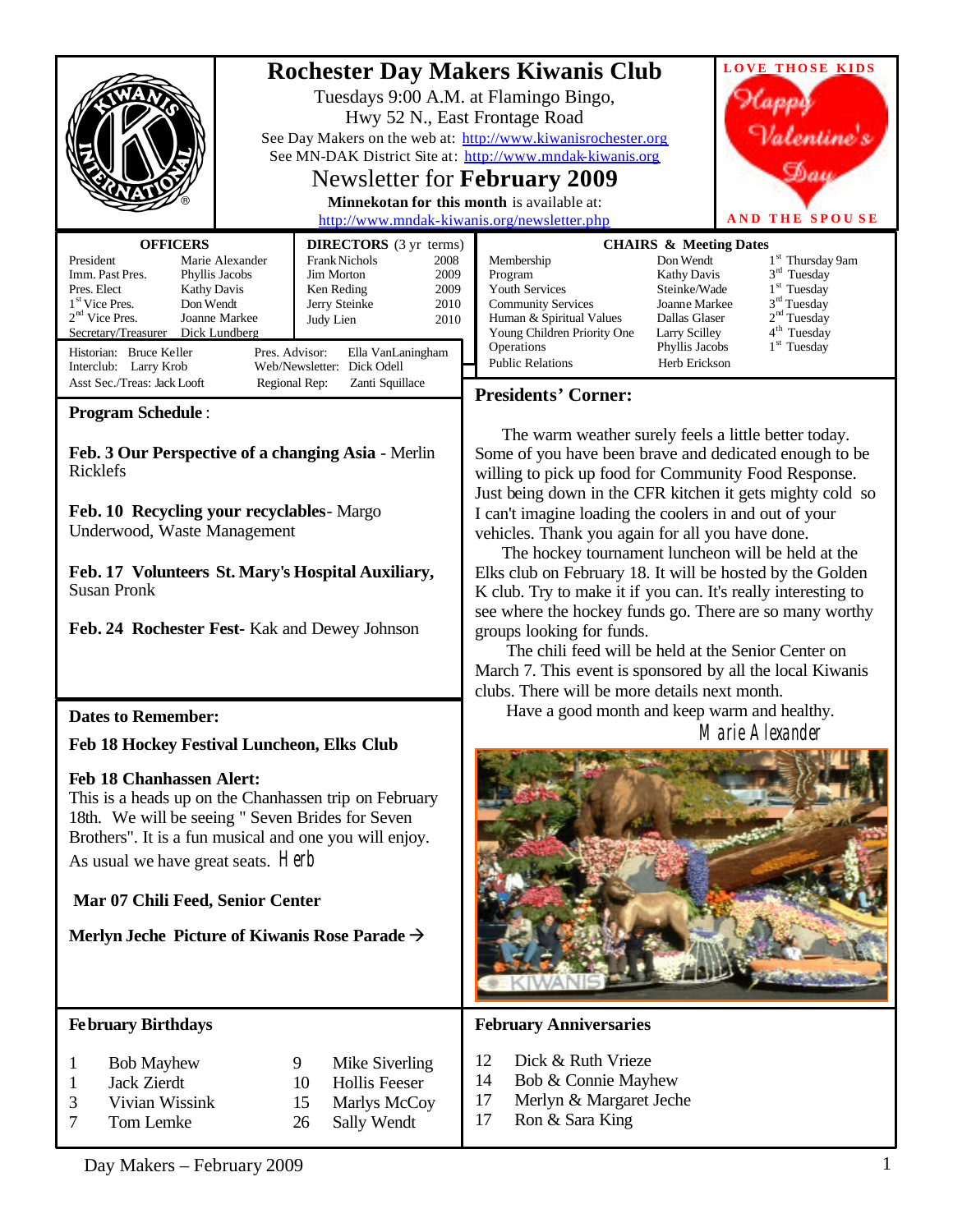# Rochester Day Makers Kiwanis Club

Tuesdays 9:00 A.M. at Flamingo Bingo,
Hwy 52 N., East Frontage Road

See Day Makers on the web at: http://www.kiwanisrochester.org
See MN-DAK District Site at: http://www.mndak-kiwanis.org

## Newsletter for **February 2009**

**Minnekotan for this month** is available at:
http://www.mndak-kiwanis.org/newsletter.php

LOVE THOSE KIDS — Happy Valentine's Day — AND THE SPOUSE

### OFFICERS

| Office | Name |
|---|---|
| President | Marie Alexander |
| Imm. Past Pres. | Phyllis Jacobs |
| Pres. Elect | Kathy Davis |
| 1st Vice Pres. | Don Wendt |
| 2nd Vice Pres. | Joanne Markee |
| Secretary/Treasurer | Dick Lundberg |

### DIRECTORS (3 yr terms)

| Name | Year |
|---|---|
| Frank Nichols | 2008 |
| Jim Morton | 2009 |
| Ken Reding | 2009 |
| Jerry Steinke | 2010 |
| Judy Lien | 2010 |

Historian: Bruce Keller
Interclub: Larry Krob
Asst Sec./Treas: Jack Looft
Pres. Advisor: Ella VanLaningham
Web/Newsletter: Dick Odell
Regional Rep: Zanti Squillace

### CHAIRS & Meeting Dates

| Committee | Chair | Meeting Date |
|---|---|---|
| Membership | Don Wendt | 1st Thursday 9am |
| Program | Kathy Davis | 3rd Tuesday |
| Youth Services | Steinke/Wade | 1st Tuesday |
| Community Services | Joanne Markee | 3rd Tuesday |
| Human & Spiritual Values | Dallas Glaser | 2nd Tuesday |
| Young Children Priority One | Larry Scilley | 4th Tuesday |
| Operations | Phyllis Jacobs | 1st Tuesday |
| Public Relations | Herb Erickson | |

## Program Schedule:

**Feb. 3 Our Perspective of a changing Asia** - Merlin Ricklefs

**Feb. 10 Recycling your recyclables**- Margo Underwood, Waste Management

**Feb. 17 Volunteers St. Mary's Hospital Auxiliary,** Susan Pronk

**Feb. 24 Rochester Fest-** Kak and Dewey Johnson

## Presidents' Corner:

The warm weather surely feels a little better today. Some of you have been brave and dedicated enough to be willing to pick up food for Community Food Response. Just being down in the CFR kitchen it gets mighty cold so I can't imagine loading the coolers in and out of your vehicles. Thank you again for all you have done.

The hockey tournament luncheon will be held at the Elks club on February 18. It will be hosted by the Golden K club. Try to make it if you can. It's really interesting to see where the hockey funds go. There are so many worthy groups looking for funds.

The chili feed will be held at the Senior Center on March 7. This event is sponsored by all the local Kiwanis clubs. There will be more details next month.

Have a good month and keep warm and healthy.

Marie Alexander

## Dates to Remember:

**Feb 18 Hockey Festival Luncheon, Elks Club**

**Feb 18 Chanhassen Alert:**
This is a heads up on the Chanhassen trip on February 18th. We will be seeing " Seven Brides for Seven Brothers". It is a fun musical and one you will enjoy. As usual we have great seats. Herb

**Mar 07 Chili Feed, Senior Center**

**Merlyn Jeche Picture of Kiwanis Rose Parade →**

## February Birthdays

| Day | Name | Day | Name |
|---|---|---|---|
| 1 | Bob Mayhew | 9 | Mike Siverling |
| 1 | Jack Zierdt | 10 | Hollis Feeser |
| 3 | Vivian Wissink | 15 | Marlys McCoy |
| 7 | Tom Lemke | 26 | Sally Wendt |

## February Anniversaries

| Day | Names |
|---|---|
| 12 | Dick & Ruth Vrieze |
| 14 | Bob & Connie Mayhew |
| 17 | Merlyn & Margaret Jeche |
| 17 | Ron & Sara King |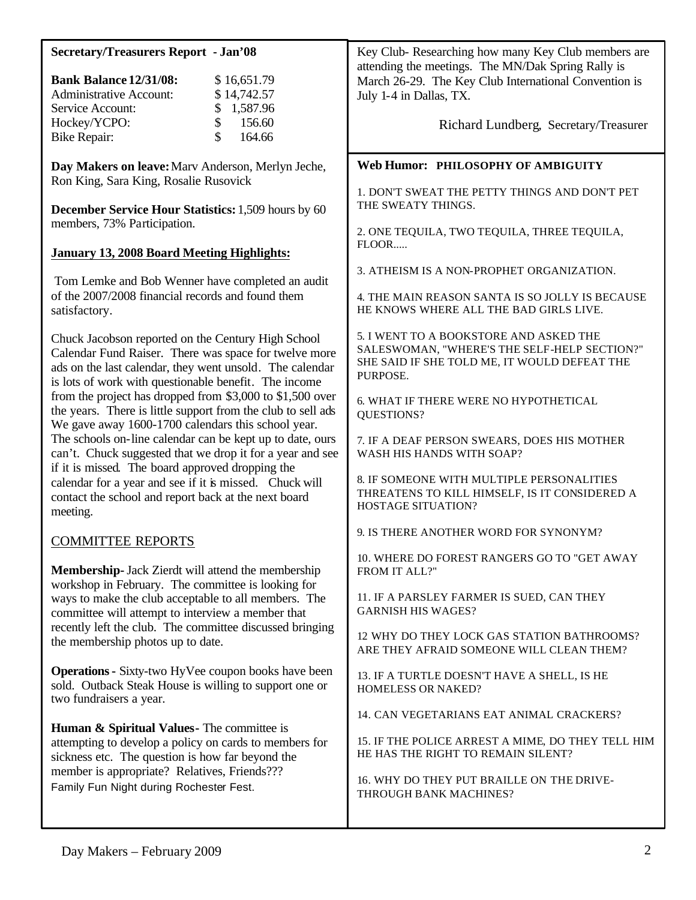## Secretary/Treasurers Report - Jan'08

| | |
|---|---|
| **Bank Balance 12/31/08:** | $ 16,651.79 |
| Administrative Account: | $ 14,742.57 |
| Service Account: | $ 1,587.96 |
| Hockey/YCPO: | $ 156.60 |
| Bike Repair: | $ 164.66 |

**Day Makers on leave:** Marv Anderson, Merlyn Jeche, Ron King, Sara King, Rosalie Rusovick

**December Service Hour Statistics:** 1,509 hours by 60 members, 73% Participation.

**January 13, 2008 Board Meeting Highlights:**

Tom Lemke and Bob Wenner have completed an audit of the 2007/2008 financial records and found them satisfactory.

Chuck Jacobson reported on the Century High School Calendar Fund Raiser. There was space for twelve more ads on the last calendar, they went unsold. The calendar is lots of work with questionable benefit. The income from the project has dropped from $3,000 to $1,500 over the years. There is little support from the club to sell ads. We gave away 1600-1700 calendars this school year. The schools on-line calendar can be kept up to date, ours can't. Chuck suggested that we drop it for a year and see if it is missed. The board approved dropping the calendar for a year and see if it is missed. Chuck will contact the school and report back at the next board meeting.

### COMMITTEE REPORTS

**Membership-** Jack Zierdt will attend the membership workshop in February. The committee is looking for ways to make the club acceptable to all members. The committee will attempt to interview a member that recently left the club. The committee discussed bringing the membership photos up to date.

**Operations -** Sixty-two HyVee coupon books have been sold. Outback Steak House is willing to support one or two fundraisers a year.

**Human & Spiritual Values-** The committee is attempting to develop a policy on cards to members for sickness etc. The question is how far beyond the member is appropriate? Relatives, Friends???
Family Fun Night during Rochester Fest.

Key Club- Researching how many Key Club members are attending the meetings. The MN/Dak Spring Rally is March 26-29. The Key Club International Convention is July 1-4 in Dallas, TX.

Richard Lundberg, Secretary/Treasurer

## Web Humor: PHILOSOPHY OF AMBIGUITY

1. DON'T SWEAT THE PETTY THINGS AND DON'T PET THE SWEATY THINGS.

2. ONE TEQUILA, TWO TEQUILA, THREE TEQUILA, FLOOR.....

3. ATHEISM IS A NON-PROPHET ORGANIZATION.

4. THE MAIN REASON SANTA IS SO JOLLY IS BECAUSE HE KNOWS WHERE ALL THE BAD GIRLS LIVE.

5. I WENT TO A BOOKSTORE AND ASKED THE SALESWOMAN, "WHERE'S THE SELF-HELP SECTION?" SHE SAID IF SHE TOLD ME, IT WOULD DEFEAT THE PURPOSE.

6. WHAT IF THERE WERE NO HYPOTHETICAL QUESTIONS?

7. IF A DEAF PERSON SWEARS, DOES HIS MOTHER WASH HIS HANDS WITH SOAP?

8. IF SOMEONE WITH MULTIPLE PERSONALITIES THREATENS TO KILL HIMSELF, IS IT CONSIDERED A HOSTAGE SITUATION?

9. IS THERE ANOTHER WORD FOR SYNONYM?

10. WHERE DO FOREST RANGERS GO TO "GET AWAY FROM IT ALL?"

11. IF A PARSLEY FARMER IS SUED, CAN THEY GARNISH HIS WAGES?

12 WHY DO THEY LOCK GAS STATION BATHROOMS? ARE THEY AFRAID SOMEONE WILL CLEAN THEM?

13. IF A TURTLE DOESN'T HAVE A SHELL, IS HE HOMELESS OR NAKED?

14. CAN VEGETARIANS EAT ANIMAL CRACKERS?

15. IF THE POLICE ARREST A MIME, DO THEY TELL HIM HE HAS THE RIGHT TO REMAIN SILENT?

16. WHY DO THEY PUT BRAILLE ON THE DRIVE-THROUGH BANK MACHINES?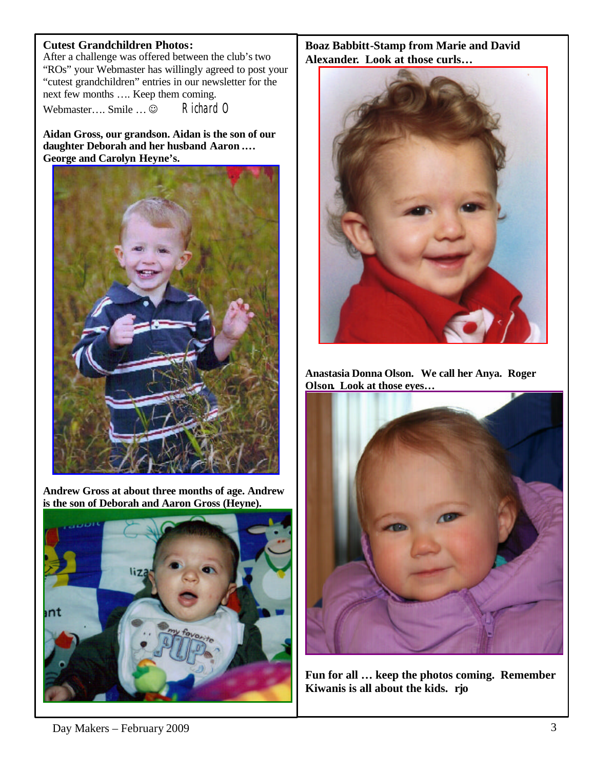**Cutest Grandchildren Photos:**

After a challenge was offered between the club's two "ROs" your Webmaster has willingly agreed to post your "cutest grandchildren" entries in our newsletter for the next few months …. Keep them coming.

Webmaster…. Smile … ☺ Richard O

**Aidan Gross, our grandson. Aidan is the son of our daughter Deborah and her husband Aaron …. George and Carolyn Heyne's.**

**Andrew Gross at about three months of age. Andrew is the son of Deborah and Aaron Gross (Heyne).**

**Boaz Babbitt-Stamp from Marie and David Alexander. Look at those curls…**

**Anastasia Donna Olson. We call her Anya. Roger Olson. Look at those eyes…**

**Fun for all … keep the photos coming. Remember Kiwanis is all about the kids. rjo**